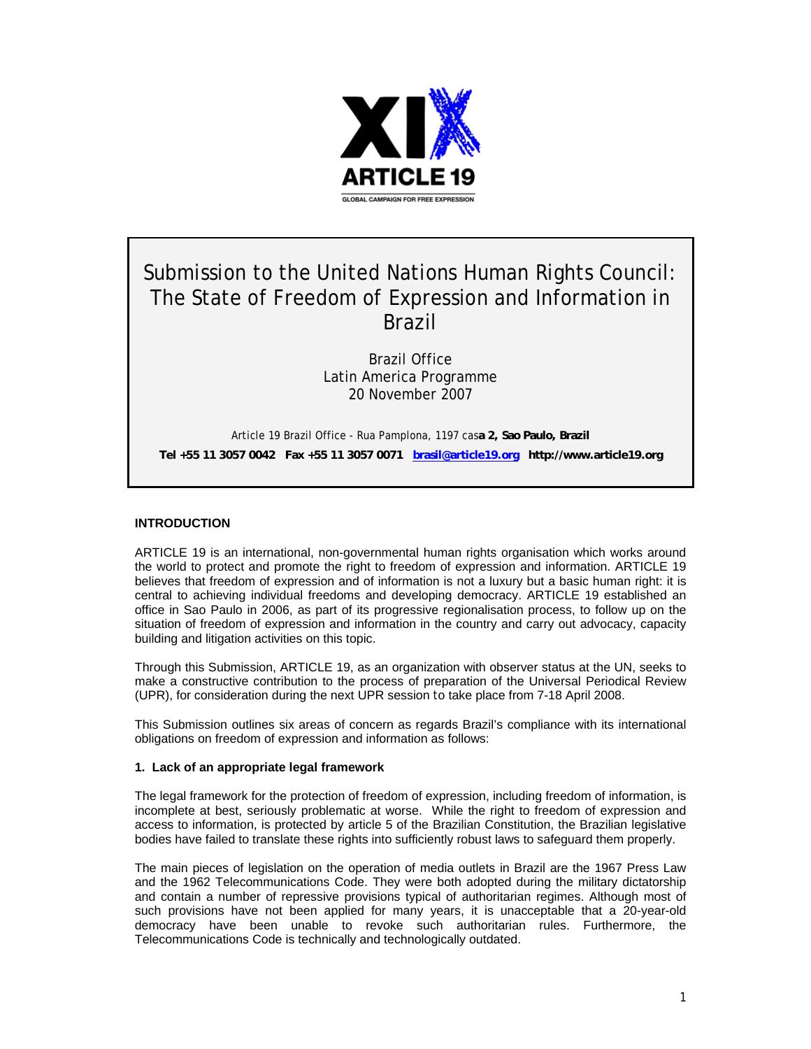ARTICLE 19

GLOBAL CAMPAIGN FOR FREE EXPRESSION

# Submission to the United Nations Human Rights Council: The State of Freedom of Expression and Information in Brazil

Brazil Office
Latin America Programme
20 November 2007

Article 19 Brazil Office - Rua Pamplona, 1197 casa 2, Sao Paulo, Brazil
Tel +55 11 3057 0042 Fax +55 11 3057 0071 brasil@article19.org http://www.article19.org

## INTRODUCTION

ARTICLE 19 is an international, non-governmental human rights organisation which works around the world to protect and promote the right to freedom of expression and information. ARTICLE 19 believes that freedom of expression and of information is not a luxury but a basic human right: it is central to achieving individual freedoms and developing democracy. ARTICLE 19 established an office in Sao Paulo in 2006, as part of its progressive regionalisation process, to follow up on the situation of freedom of expression and information in the country and carry out advocacy, capacity building and litigation activities on this topic.

Through this Submission, ARTICLE 19, as an organization with observer status at the UN, seeks to make a constructive contribution to the process of preparation of the Universal Periodical Review (UPR), for consideration during the next UPR session to take place from 7-18 April 2008.

This Submission outlines six areas of concern as regards Brazil's compliance with its international obligations on freedom of expression and information as follows:

### 1. Lack of an appropriate legal framework

The legal framework for the protection of freedom of expression, including freedom of information, is incomplete at best, seriously problematic at worse. While the right to freedom of expression and access to information, is protected by article 5 of the Brazilian Constitution, the Brazilian legislative bodies have failed to translate these rights into sufficiently robust laws to safeguard them properly.

The main pieces of legislation on the operation of media outlets in Brazil are the 1967 Press Law and the 1962 Telecommunications Code. They were both adopted during the military dictatorship and contain a number of repressive provisions typical of authoritarian regimes. Although most of such provisions have not been applied for many years, it is unacceptable that a 20-year-old democracy have been unable to revoke such authoritarian rules. Furthermore, the Telecommunications Code is technically and technologically outdated.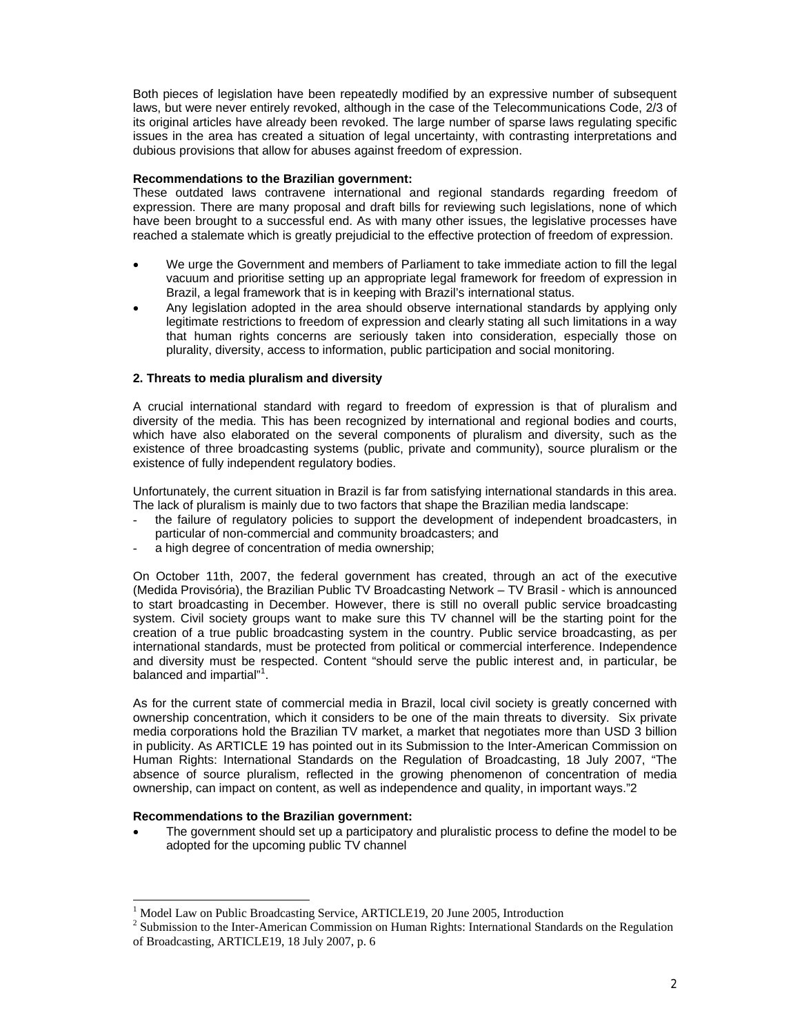Both pieces of legislation have been repeatedly modified by an expressive number of subsequent laws, but were never entirely revoked, although in the case of the Telecommunications Code, 2/3 of its original articles have already been revoked. The large number of sparse laws regulating specific issues in the area has created a situation of legal uncertainty, with contrasting interpretations and dubious provisions that allow for abuses against freedom of expression.

**Recommendations to the Brazilian government:**

These outdated laws contravene international and regional standards regarding freedom of expression. There are many proposal and draft bills for reviewing such legislations, none of which have been brought to a successful end. As with many other issues, the legislative processes have reached a stalemate which is greatly prejudicial to the effective protection of freedom of expression.

- We urge the Government and members of Parliament to take immediate action to fill the legal vacuum and prioritise setting up an appropriate legal framework for freedom of expression in Brazil, a legal framework that is in keeping with Brazil's international status.
- Any legislation adopted in the area should observe international standards by applying only legitimate restrictions to freedom of expression and clearly stating all such limitations in a way that human rights concerns are seriously taken into consideration, especially those on plurality, diversity, access to information, public participation and social monitoring.

**2. Threats to media pluralism and diversity**

A crucial international standard with regard to freedom of expression is that of pluralism and diversity of the media. This has been recognized by international and regional bodies and courts, which have also elaborated on the several components of pluralism and diversity, such as the existence of three broadcasting systems (public, private and community), source pluralism or the existence of fully independent regulatory bodies.

Unfortunately, the current situation in Brazil is far from satisfying international standards in this area. The lack of pluralism is mainly due to two factors that shape the Brazilian media landscape:

- the failure of regulatory policies to support the development of independent broadcasters, in particular of non-commercial and community broadcasters; and
- a high degree of concentration of media ownership;

On October 11th, 2007, the federal government has created, through an act of the executive (Medida Provisória), the Brazilian Public TV Broadcasting Network – TV Brasil - which is announced to start broadcasting in December. However, there is still no overall public service broadcasting system. Civil society groups want to make sure this TV channel will be the starting point for the creation of a true public broadcasting system in the country. Public service broadcasting, as per international standards, must be protected from political or commercial interference. Independence and diversity must be respected. Content "should serve the public interest and, in particular, be balanced and impartial"[1].

As for the current state of commercial media in Brazil, local civil society is greatly concerned with ownership concentration, which it considers to be one of the main threats to diversity. Six private media corporations hold the Brazilian TV market, a market that negotiates more than USD 3 billion in publicity. As ARTICLE 19 has pointed out in its Submission to the Inter-American Commission on Human Rights: International Standards on the Regulation of Broadcasting, 18 July 2007, "The absence of source pluralism, reflected in the growing phenomenon of concentration of media ownership, can impact on content, as well as independence and quality, in important ways."2

**Recommendations to the Brazilian government:**

- The government should set up a participatory and pluralistic process to define the model to be adopted for the upcoming public TV channel

---

[1] Model Law on Public Broadcasting Service, ARTICLE19, 20 June 2005, Introduction

[2] Submission to the Inter-American Commission on Human Rights: International Standards on the Regulation of Broadcasting, ARTICLE19, 18 July 2007, p. 6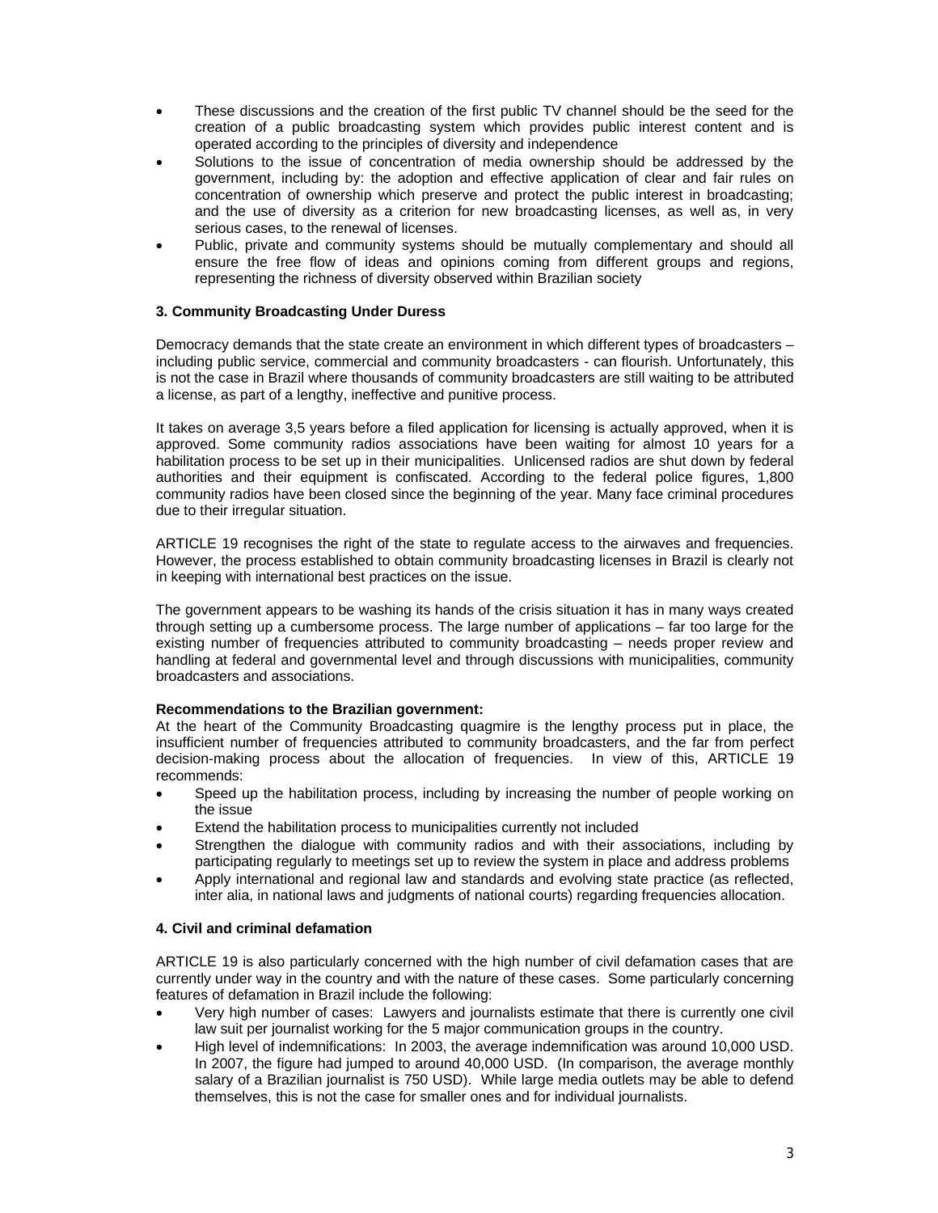- These discussions and the creation of the first public TV channel should be the seed for the creation of a public broadcasting system which provides public interest content and is operated according to the principles of diversity and independence
- Solutions to the issue of concentration of media ownership should be addressed by the government, including by: the adoption and effective application of clear and fair rules on concentration of ownership which preserve and protect the public interest in broadcasting; and the use of diversity as a criterion for new broadcasting licenses, as well as, in very serious cases, to the renewal of licenses.
- Public, private and community systems should be mutually complementary and should all ensure the free flow of ideas and opinions coming from different groups and regions, representing the richness of diversity observed within Brazilian society

### 3. Community Broadcasting Under Duress

Democracy demands that the state create an environment in which different types of broadcasters – including public service, commercial and community broadcasters - can flourish. Unfortunately, this is not the case in Brazil where thousands of community broadcasters are still waiting to be attributed a license, as part of a lengthy, ineffective and punitive process.

It takes on average 3,5 years before a filed application for licensing is actually approved, when it is approved. Some community radios associations have been waiting for almost 10 years for a habilitation process to be set up in their municipalities. Unlicensed radios are shut down by federal authorities and their equipment is confiscated. According to the federal police figures, 1,800 community radios have been closed since the beginning of the year. Many face criminal procedures due to their irregular situation.

ARTICLE 19 recognises the right of the state to regulate access to the airwaves and frequencies. However, the process established to obtain community broadcasting licenses in Brazil is clearly not in keeping with international best practices on the issue.

The government appears to be washing its hands of the crisis situation it has in many ways created through setting up a cumbersome process. The large number of applications – far too large for the existing number of frequencies attributed to community broadcasting – needs proper review and handling at federal and governmental level and through discussions with municipalities, community broadcasters and associations.

**Recommendations to the Brazilian government:**

At the heart of the Community Broadcasting quagmire is the lengthy process put in place, the insufficient number of frequencies attributed to community broadcasters, and the far from perfect decision-making process about the allocation of frequencies. In view of this, ARTICLE 19 recommends:

- Speed up the habilitation process, including by increasing the number of people working on the issue
- Extend the habilitation process to municipalities currently not included
- Strengthen the dialogue with community radios and with their associations, including by participating regularly to meetings set up to review the system in place and address problems
- Apply international and regional law and standards and evolving state practice (as reflected, inter alia, in national laws and judgments of national courts) regarding frequencies allocation.

### 4. Civil and criminal defamation

ARTICLE 19 is also particularly concerned with the high number of civil defamation cases that are currently under way in the country and with the nature of these cases. Some particularly concerning features of defamation in Brazil include the following:

- Very high number of cases: Lawyers and journalists estimate that there is currently one civil law suit per journalist working for the 5 major communication groups in the country.
- High level of indemnifications: In 2003, the average indemnification was around 10,000 USD. In 2007, the figure had jumped to around 40,000 USD. (In comparison, the average monthly salary of a Brazilian journalist is 750 USD). While large media outlets may be able to defend themselves, this is not the case for smaller ones and for individual journalists.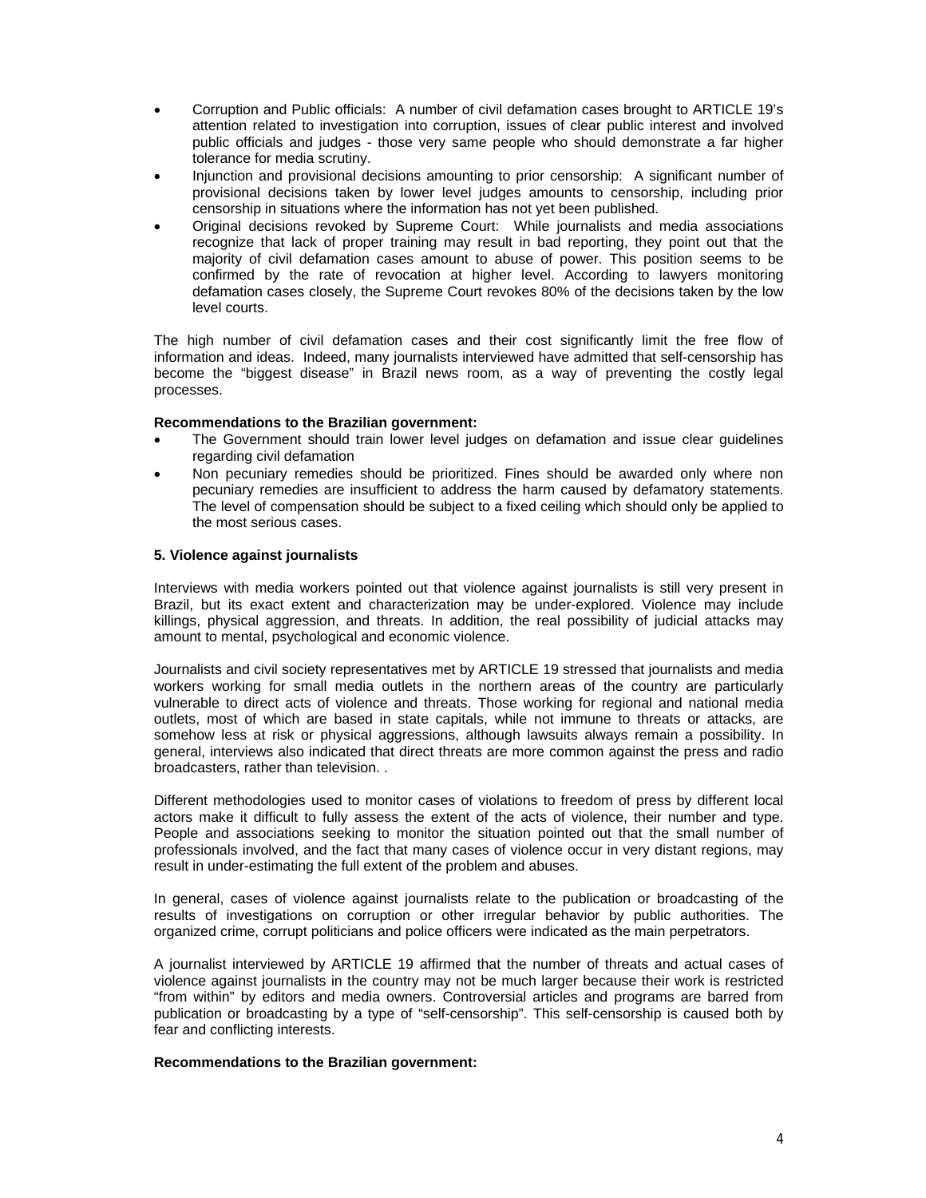- Corruption and Public officials: A number of civil defamation cases brought to ARTICLE 19's attention related to investigation into corruption, issues of clear public interest and involved public officials and judges - those very same people who should demonstrate a far higher tolerance for media scrutiny.
- Injunction and provisional decisions amounting to prior censorship: A significant number of provisional decisions taken by lower level judges amounts to censorship, including prior censorship in situations where the information has not yet been published.
- Original decisions revoked by Supreme Court: While journalists and media associations recognize that lack of proper training may result in bad reporting, they point out that the majority of civil defamation cases amount to abuse of power. This position seems to be confirmed by the rate of revocation at higher level. According to lawyers monitoring defamation cases closely, the Supreme Court revokes 80% of the decisions taken by the low level courts.

The high number of civil defamation cases and their cost significantly limit the free flow of information and ideas. Indeed, many journalists interviewed have admitted that self-censorship has become the "biggest disease" in Brazil news room, as a way of preventing the costly legal processes.

**Recommendations to the Brazilian government:**

- The Government should train lower level judges on defamation and issue clear guidelines regarding civil defamation
- Non pecuniary remedies should be prioritized. Fines should be awarded only where non pecuniary remedies are insufficient to address the harm caused by defamatory statements. The level of compensation should be subject to a fixed ceiling which should only be applied to the most serious cases.

**5. Violence against journalists**

Interviews with media workers pointed out that violence against journalists is still very present in Brazil, but its exact extent and characterization may be under-explored. Violence may include killings, physical aggression, and threats. In addition, the real possibility of judicial attacks may amount to mental, psychological and economic violence.

Journalists and civil society representatives met by ARTICLE 19 stressed that journalists and media workers working for small media outlets in the northern areas of the country are particularly vulnerable to direct acts of violence and threats. Those working for regional and national media outlets, most of which are based in state capitals, while not immune to threats or attacks, are somehow less at risk or physical aggressions, although lawsuits always remain a possibility. In general, interviews also indicated that direct threats are more common against the press and radio broadcasters, rather than television. .

Different methodologies used to monitor cases of violations to freedom of press by different local actors make it difficult to fully assess the extent of the acts of violence, their number and type. People and associations seeking to monitor the situation pointed out that the small number of professionals involved, and the fact that many cases of violence occur in very distant regions, may result in under-estimating the full extent of the problem and abuses.

In general, cases of violence against journalists relate to the publication or broadcasting of the results of investigations on corruption or other irregular behavior by public authorities. The organized crime, corrupt politicians and police officers were indicated as the main perpetrators.

A journalist interviewed by ARTICLE 19 affirmed that the number of threats and actual cases of violence against journalists in the country may not be much larger because their work is restricted "from within" by editors and media owners. Controversial articles and programs are barred from publication or broadcasting by a type of "self-censorship". This self-censorship is caused both by fear and conflicting interests.

**Recommendations to the Brazilian government:**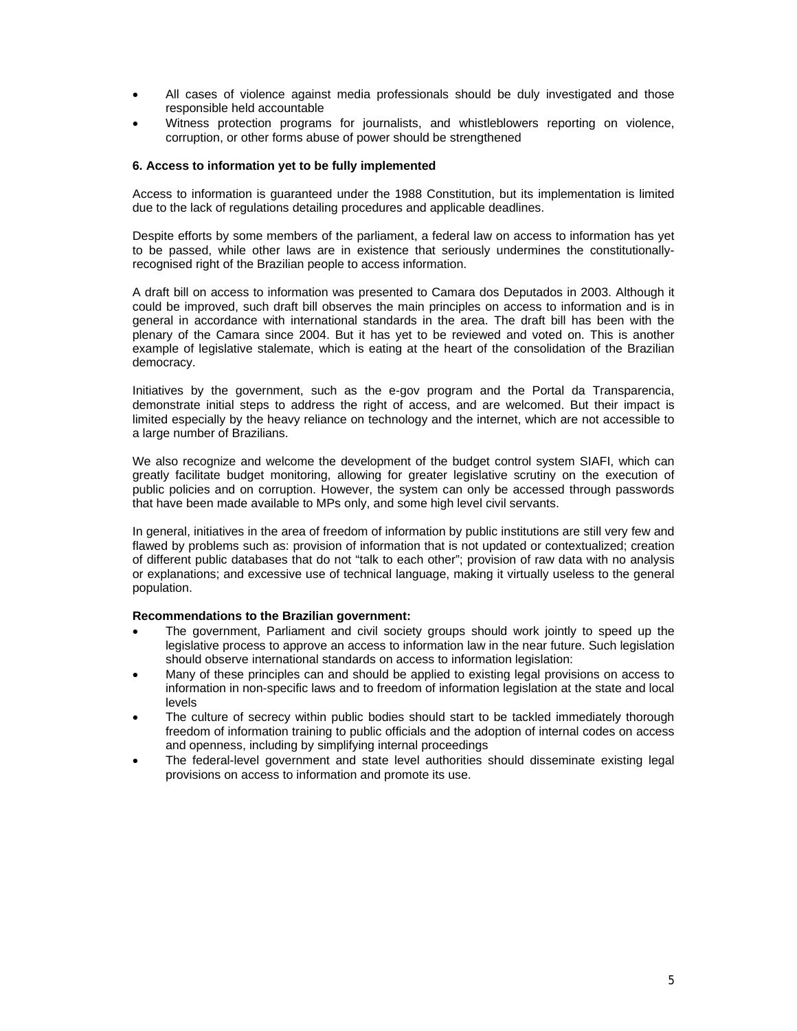- All cases of violence against media professionals should be duly investigated and those responsible held accountable
- Witness protection programs for journalists, and whistleblowers reporting on violence, corruption, or other forms abuse of power should be strengthened

**6. Access to information yet to be fully implemented**

Access to information is guaranteed under the 1988 Constitution, but its implementation is limited due to the lack of regulations detailing procedures and applicable deadlines.

Despite efforts by some members of the parliament, a federal law on access to information has yet to be passed, while other laws are in existence that seriously undermines the constitutionally-recognised right of the Brazilian people to access information.

A draft bill on access to information was presented to Camara dos Deputados in 2003. Although it could be improved, such draft bill observes the main principles on access to information and is in general in accordance with international standards in the area. The draft bill has been with the plenary of the Camara since 2004. But it has yet to be reviewed and voted on. This is another example of legislative stalemate, which is eating at the heart of the consolidation of the Brazilian democracy.

Initiatives by the government, such as the e-gov program and the Portal da Transparencia, demonstrate initial steps to address the right of access, and are welcomed. But their impact is limited especially by the heavy reliance on technology and the internet, which are not accessible to a large number of Brazilians.

We also recognize and welcome the development of the budget control system SIAFI, which can greatly facilitate budget monitoring, allowing for greater legislative scrutiny on the execution of public policies and on corruption. However, the system can only be accessed through passwords that have been made available to MPs only, and some high level civil servants.

In general, initiatives in the area of freedom of information by public institutions are still very few and flawed by problems such as: provision of information that is not updated or contextualized; creation of different public databases that do not "talk to each other"; provision of raw data with no analysis or explanations; and excessive use of technical language, making it virtually useless to the general population.

**Recommendations to the Brazilian government:**

- The government, Parliament and civil society groups should work jointly to speed up the legislative process to approve an access to information law in the near future. Such legislation should observe international standards on access to information legislation:
- Many of these principles can and should be applied to existing legal provisions on access to information in non-specific laws and to freedom of information legislation at the state and local levels
- The culture of secrecy within public bodies should start to be tackled immediately thorough freedom of information training to public officials and the adoption of internal codes on access and openness, including by simplifying internal proceedings
- The federal-level government and state level authorities should disseminate existing legal provisions on access to information and promote its use.